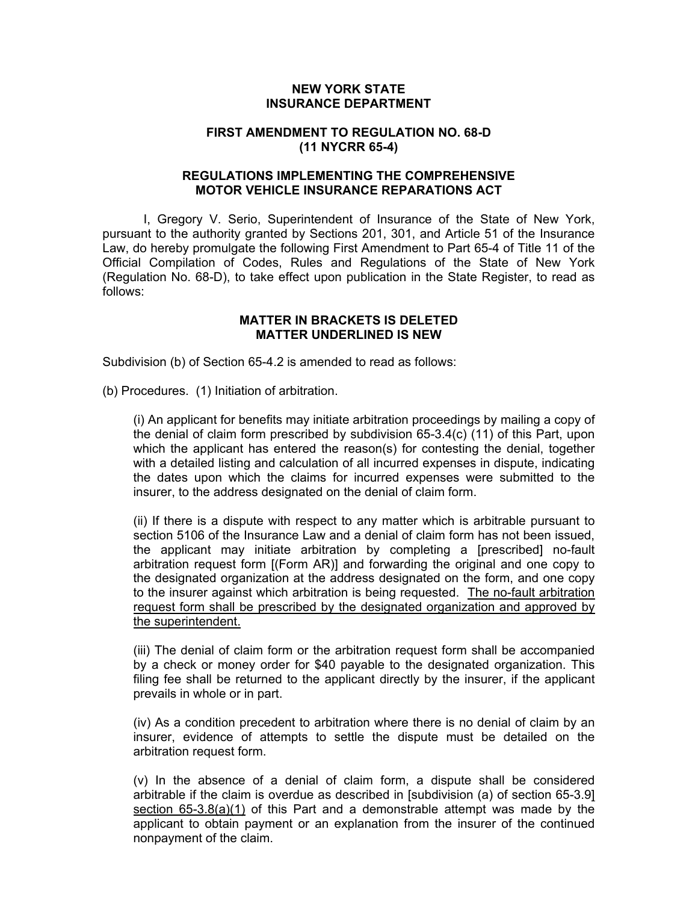**NEW YORK STATE**
**INSURANCE DEPARTMENT**

**FIRST AMENDMENT TO REGULATION NO. 68-D**
**(11 NYCRR 65-4)**

**REGULATIONS IMPLEMENTING THE COMPREHENSIVE MOTOR VEHICLE INSURANCE REPARATIONS ACT**

I, Gregory V. Serio, Superintendent of Insurance of the State of New York, pursuant to the authority granted by Sections 201, 301, and Article 51 of the Insurance Law, do hereby promulgate the following First Amendment to Part 65-4 of Title 11 of the Official Compilation of Codes, Rules and Regulations of the State of New York (Regulation No. 68-D), to take effect upon publication in the State Register, to read as follows:

**MATTER IN BRACKETS IS DELETED**
**MATTER UNDERLINED IS NEW**

Subdivision (b) of Section 65-4.2 is amended to read as follows:

(b) Procedures. (1) Initiation of arbitration.

(i) An applicant for benefits may initiate arbitration proceedings by mailing a copy of the denial of claim form prescribed by subdivision 65-3.4(c) (11) of this Part, upon which the applicant has entered the reason(s) for contesting the denial, together with a detailed listing and calculation of all incurred expenses in dispute, indicating the dates upon which the claims for incurred expenses were submitted to the insurer, to the address designated on the denial of claim form.

(ii) If there is a dispute with respect to any matter which is arbitrable pursuant to section 5106 of the Insurance Law and a denial of claim form has not been issued, the applicant may initiate arbitration by completing a [prescribed] no-fault arbitration request form [(Form AR)] and forwarding the original and one copy to the designated organization at the address designated on the form, and one copy to the insurer against which arbitration is being requested. <u>The no-fault arbitration request form shall be prescribed by the designated organization and approved by the superintendent.</u>

(iii) The denial of claim form or the arbitration request form shall be accompanied by a check or money order for $40 payable to the designated organization. This filing fee shall be returned to the applicant directly by the insurer, if the applicant prevails in whole or in part.

(iv) As a condition precedent to arbitration where there is no denial of claim by an insurer, evidence of attempts to settle the dispute must be detailed on the arbitration request form.

(v) In the absence of a denial of claim form, a dispute shall be considered arbitrable if the claim is overdue as described in [subdivision (a) of section 65-3.9] <u>section 65-3.8(a)(1)</u> of this Part and a demonstrable attempt was made by the applicant to obtain payment or an explanation from the insurer of the continued nonpayment of the claim.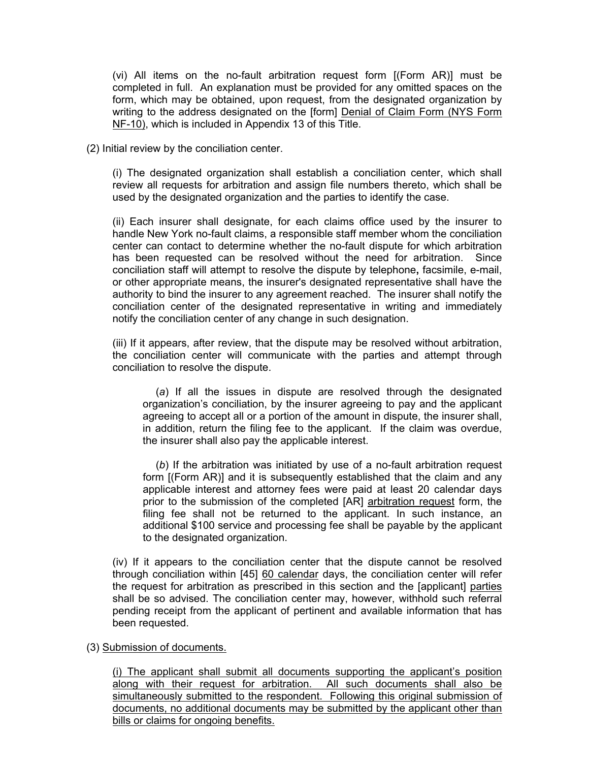(vi) All items on the no-fault arbitration request form [(Form AR)] must be completed in full. An explanation must be provided for any omitted spaces on the form, which may be obtained, upon request, from the designated organization by writing to the address designated on the [form] <u>Denial of Claim Form (NYS Form NF-10)</u>, which is included in Appendix 13 of this Title.

(2) Initial review by the conciliation center.

(i) The designated organization shall establish a conciliation center, which shall review all requests for arbitration and assign file numbers thereto, which shall be used by the designated organization and the parties to identify the case.

(ii) Each insurer shall designate, for each claims office used by the insurer to handle New York no-fault claims, a responsible staff member whom the conciliation center can contact to determine whether the no-fault dispute for which arbitration has been requested can be resolved without the need for arbitration. Since conciliation staff will attempt to resolve the dispute by telephone**,** facsimile, e-mail, or other appropriate means, the insurer's designated representative shall have the authority to bind the insurer to any agreement reached. The insurer shall notify the conciliation center of the designated representative in writing and immediately notify the conciliation center of any change in such designation.

(iii) If it appears, after review, that the dispute may be resolved without arbitration, the conciliation center will communicate with the parties and attempt through conciliation to resolve the dispute.

(*a*) If all the issues in dispute are resolved through the designated organization's conciliation, by the insurer agreeing to pay and the applicant agreeing to accept all or a portion of the amount in dispute, the insurer shall, in addition, return the filing fee to the applicant. If the claim was overdue, the insurer shall also pay the applicable interest.

(*b*) If the arbitration was initiated by use of a no-fault arbitration request form [(Form AR)] and it is subsequently established that the claim and any applicable interest and attorney fees were paid at least 20 calendar days prior to the submission of the completed [AR] <u>arbitration request</u> form, the filing fee shall not be returned to the applicant. In such instance, an additional $100 service and processing fee shall be payable by the applicant to the designated organization.

(iv) If it appears to the conciliation center that the dispute cannot be resolved through conciliation within [45] <u>60 calendar</u> days, the conciliation center will refer the request for arbitration as prescribed in this section and the [applicant] <u>parties</u> shall be so advised. The conciliation center may, however, withhold such referral pending receipt from the applicant of pertinent and available information that has been requested.

(3) <u>Submission of documents.</u>

<u>(i) The applicant shall submit all documents supporting the applicant's position along with their request for arbitration. All such documents shall also be simultaneously submitted to the respondent. Following this original submission of documents, no additional documents may be submitted by the applicant other than bills or claims for ongoing benefits.</u>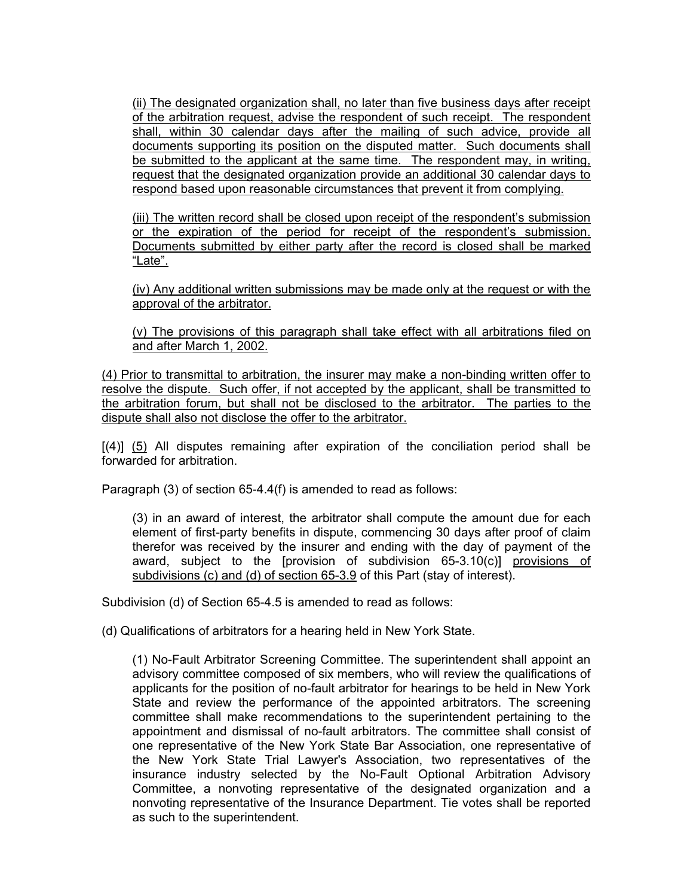(ii) The designated organization shall, no later than five business days after receipt of the arbitration request, advise the respondent of such receipt. The respondent shall, within 30 calendar days after the mailing of such advice, provide all documents supporting its position on the disputed matter. Such documents shall be submitted to the applicant at the same time. The respondent may, in writing, request that the designated organization provide an additional 30 calendar days to respond based upon reasonable circumstances that prevent it from complying.

(iii) The written record shall be closed upon receipt of the respondent's submission or the expiration of the period for receipt of the respondent's submission. Documents submitted by either party after the record is closed shall be marked "Late".

(iv) Any additional written submissions may be made only at the request or with the approval of the arbitrator.

(v) The provisions of this paragraph shall take effect with all arbitrations filed on and after March 1, 2002.

(4) Prior to transmittal to arbitration, the insurer may make a non-binding written offer to resolve the dispute. Such offer, if not accepted by the applicant, shall be transmitted to the arbitration forum, but shall not be disclosed to the arbitrator. The parties to the dispute shall also not disclose the offer to the arbitrator.

[(4)] (5) All disputes remaining after expiration of the conciliation period shall be forwarded for arbitration.

Paragraph (3) of section 65-4.4(f) is amended to read as follows:

(3) in an award of interest, the arbitrator shall compute the amount due for each element of first-party benefits in dispute, commencing 30 days after proof of claim therefor was received by the insurer and ending with the day of payment of the award, subject to the [provision of subdivision 65-3.10(c)] provisions of subdivisions (c) and (d) of section 65-3.9 of this Part (stay of interest).

Subdivision (d) of Section 65-4.5 is amended to read as follows:

(d) Qualifications of arbitrators for a hearing held in New York State.

(1) No-Fault Arbitrator Screening Committee. The superintendent shall appoint an advisory committee composed of six members, who will review the qualifications of applicants for the position of no-fault arbitrator for hearings to be held in New York State and review the performance of the appointed arbitrators. The screening committee shall make recommendations to the superintendent pertaining to the appointment and dismissal of no-fault arbitrators. The committee shall consist of one representative of the New York State Bar Association, one representative of the New York State Trial Lawyer's Association, two representatives of the insurance industry selected by the No-Fault Optional Arbitration Advisory Committee, a nonvoting representative of the designated organization and a nonvoting representative of the Insurance Department. Tie votes shall be reported as such to the superintendent.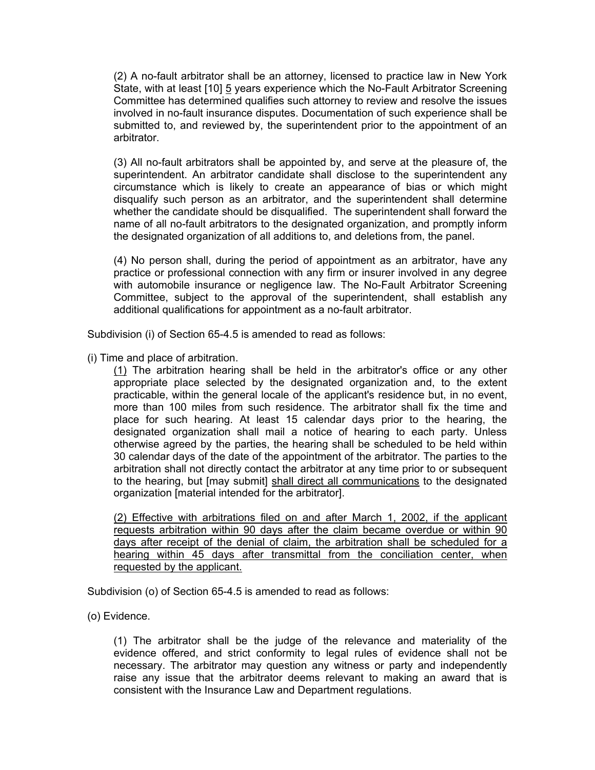(2) A no-fault arbitrator shall be an attorney, licensed to practice law in New York State, with at least [10] <u>5</u> years experience which the No-Fault Arbitrator Screening Committee has determined qualifies such attorney to review and resolve the issues involved in no-fault insurance disputes. Documentation of such experience shall be submitted to, and reviewed by, the superintendent prior to the appointment of an arbitrator.

(3) All no-fault arbitrators shall be appointed by, and serve at the pleasure of, the superintendent. An arbitrator candidate shall disclose to the superintendent any circumstance which is likely to create an appearance of bias or which might disqualify such person as an arbitrator, and the superintendent shall determine whether the candidate should be disqualified. The superintendent shall forward the name of all no-fault arbitrators to the designated organization, and promptly inform the designated organization of all additions to, and deletions from, the panel.

(4) No person shall, during the period of appointment as an arbitrator, have any practice or professional connection with any firm or insurer involved in any degree with automobile insurance or negligence law. The No-Fault Arbitrator Screening Committee, subject to the approval of the superintendent, shall establish any additional qualifications for appointment as a no-fault arbitrator.

Subdivision (i) of Section 65-4.5 is amended to read as follows:

(i) Time and place of arbitration.

<u>(1)</u> The arbitration hearing shall be held in the arbitrator's office or any other appropriate place selected by the designated organization and, to the extent practicable, within the general locale of the applicant's residence but, in no event, more than 100 miles from such residence. The arbitrator shall fix the time and place for such hearing. At least 15 calendar days prior to the hearing, the designated organization shall mail a notice of hearing to each party. Unless otherwise agreed by the parties, the hearing shall be scheduled to be held within 30 calendar days of the date of the appointment of the arbitrator. The parties to the arbitration shall not directly contact the arbitrator at any time prior to or subsequent to the hearing, but [may submit] <u>shall direct all communications</u> to the designated organization [material intended for the arbitrator].

<u>(2) Effective with arbitrations filed on and after March 1, 2002, if the applicant requests arbitration within 90 days after the claim became overdue or within 90 days after receipt of the denial of claim, the arbitration shall be scheduled for a hearing within 45 days after transmittal from the conciliation center, when requested by the applicant.</u>

Subdivision (o) of Section 65-4.5 is amended to read as follows:

(o) Evidence.

(1) The arbitrator shall be the judge of the relevance and materiality of the evidence offered, and strict conformity to legal rules of evidence shall not be necessary. The arbitrator may question any witness or party and independently raise any issue that the arbitrator deems relevant to making an award that is consistent with the Insurance Law and Department regulations.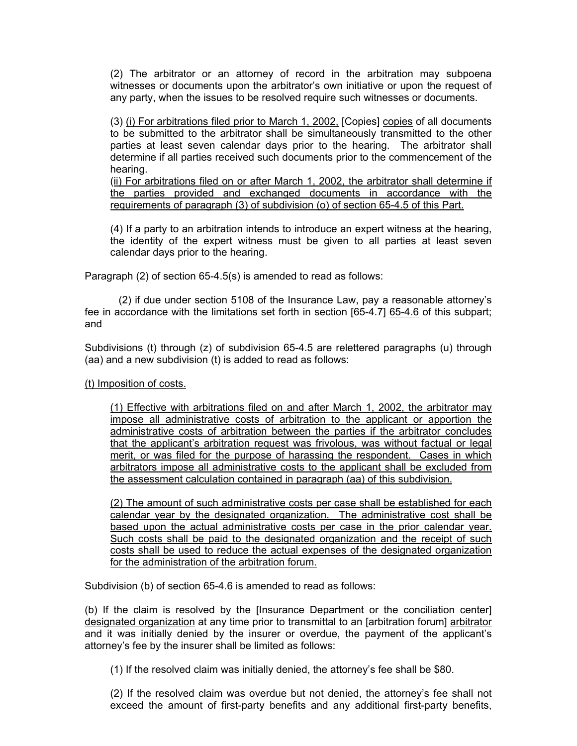(2) The arbitrator or an attorney of record in the arbitration may subpoena witnesses or documents upon the arbitrator's own initiative or upon the request of any party, when the issues to be resolved require such witnesses or documents.

(3) <u>(i) For arbitrations filed prior to March 1, 2002,</u> [Copies] <u>copies</u> of all documents to be submitted to the arbitrator shall be simultaneously transmitted to the other parties at least seven calendar days prior to the hearing. The arbitrator shall determine if all parties received such documents prior to the commencement of the hearing.
<u>(ii) For arbitrations filed on or after March 1, 2002, the arbitrator shall determine if the parties provided and exchanged documents in accordance with the requirements of paragraph (3) of subdivision (o) of section 65-4.5 of this Part.</u>

(4) If a party to an arbitration intends to introduce an expert witness at the hearing, the identity of the expert witness must be given to all parties at least seven calendar days prior to the hearing.

Paragraph (2) of section 65-4.5(s) is amended to read as follows:

(2) if due under section 5108 of the Insurance Law, pay a reasonable attorney's fee in accordance with the limitations set forth in section [65-4.7] <u>65-4.6</u> of this subpart; and

Subdivisions (t) through (z) of subdivision 65-4.5 are relettered paragraphs (u) through (aa) and a new subdivision (t) is added to read as follows:

<u>(t) Imposition of costs.</u>

<u>(1) Effective with arbitrations filed on and after March 1, 2002, the arbitrator may impose all administrative costs of arbitration to the applicant or apportion the administrative costs of arbitration between the parties if the arbitrator concludes that the applicant's arbitration request was frivolous, was without factual or legal merit, or was filed for the purpose of harassing the respondent. Cases in which arbitrators impose all administrative costs to the applicant shall be excluded from the assessment calculation contained in paragraph (aa) of this subdivision.</u>

<u>(2) The amount of such administrative costs per case shall be established for each calendar year by the designated organization. The administrative cost shall be based upon the actual administrative costs per case in the prior calendar year. Such costs shall be paid to the designated organization and the receipt of such costs shall be used to reduce the actual expenses of the designated organization for the administration of the arbitration forum.</u>

Subdivision (b) of section 65-4.6 is amended to read as follows:

(b) If the claim is resolved by the [Insurance Department or the conciliation center] <u>designated organization</u> at any time prior to transmittal to an [arbitration forum] <u>arbitrator</u> and it was initially denied by the insurer or overdue, the payment of the applicant's attorney's fee by the insurer shall be limited as follows:

(1) If the resolved claim was initially denied, the attorney's fee shall be $80.

(2) If the resolved claim was overdue but not denied, the attorney's fee shall not exceed the amount of first-party benefits and any additional first-party benefits,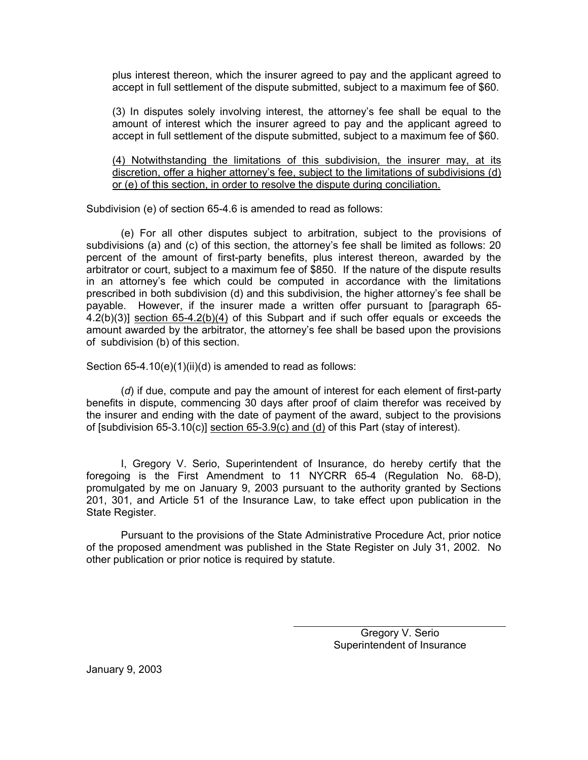plus interest thereon, which the insurer agreed to pay and the applicant agreed to accept in full settlement of the dispute submitted, subject to a maximum fee of $60.

(3) In disputes solely involving interest, the attorney's fee shall be equal to the amount of interest which the insurer agreed to pay and the applicant agreed to accept in full settlement of the dispute submitted, subject to a maximum fee of $60.

<u>(4) Notwithstanding the limitations of this subdivision, the insurer may, at its discretion, offer a higher attorney's fee, subject to the limitations of subdivisions (d) or (e) of this section, in order to resolve the dispute during conciliation.</u>

Subdivision (e) of section 65-4.6 is amended to read as follows:

(e) For all other disputes subject to arbitration, subject to the provisions of subdivisions (a) and (c) of this section, the attorney's fee shall be limited as follows: 20 percent of the amount of first-party benefits, plus interest thereon, awarded by the arbitrator or court, subject to a maximum fee of $850. If the nature of the dispute results in an attorney's fee which could be computed in accordance with the limitations prescribed in both subdivision (d) and this subdivision, the higher attorney's fee shall be payable. However, if the insurer made a written offer pursuant to [paragraph 65-4.2(b)(3)] <u>section 65-4.2(b)(4)</u> of this Subpart and if such offer equals or exceeds the amount awarded by the arbitrator, the attorney's fee shall be based upon the provisions of subdivision (b) of this section.

Section 65-4.10(e)(1)(ii)(d) is amended to read as follows:

(*d*) if due, compute and pay the amount of interest for each element of first-party benefits in dispute, commencing 30 days after proof of claim therefor was received by the insurer and ending with the date of payment of the award, subject to the provisions of [subdivision 65-3.10(c)] <u>section 65-3.9(c) and (d)</u> of this Part (stay of interest).

I, Gregory V. Serio, Superintendent of Insurance, do hereby certify that the foregoing is the First Amendment to 11 NYCRR 65-4 (Regulation No. 68-D), promulgated by me on January 9, 2003 pursuant to the authority granted by Sections 201, 301, and Article 51 of the Insurance Law, to take effect upon publication in the State Register.

Pursuant to the provisions of the State Administrative Procedure Act, prior notice of the proposed amendment was published in the State Register on July 31, 2002. No other publication or prior notice is required by statute.

Gregory V. Serio
Superintendent of Insurance

January 9, 2003